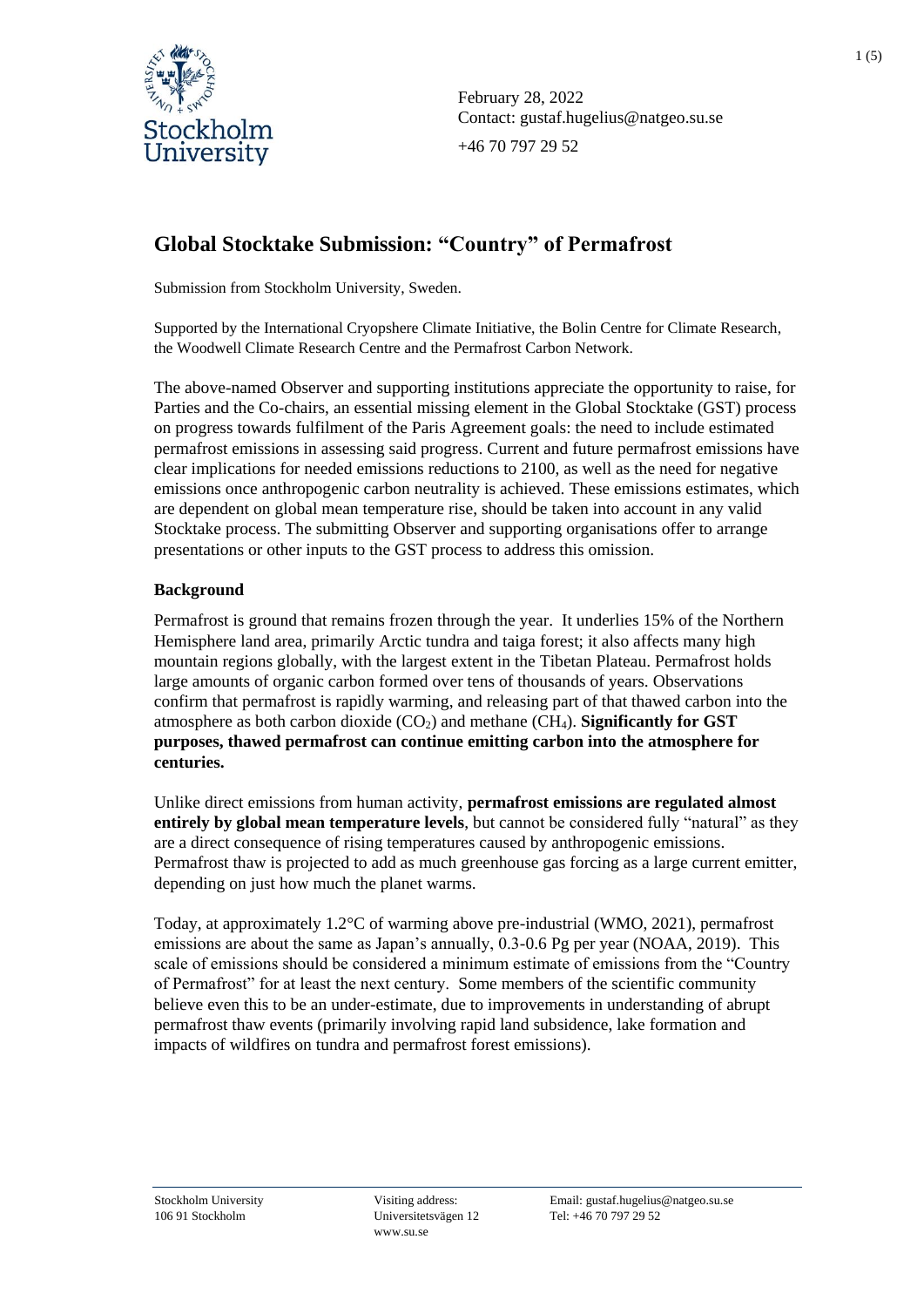February 28, 2022
Contact: gustaf.hugelius@natgeo.su.se
+46 70 797 29 52

# Global Stocktake Submission: "Country" of Permafrost

Submission from Stockholm University, Sweden.

Supported by the International Cryopshere Climate Initiative, the Bolin Centre for Climate Research, the Woodwell Climate Research Centre and the Permafrost Carbon Network.

The above-named Observer and supporting institutions appreciate the opportunity to raise, for Parties and the Co-chairs, an essential missing element in the Global Stocktake (GST) process on progress towards fulfilment of the Paris Agreement goals: the need to include estimated permafrost emissions in assessing said progress. Current and future permafrost emissions have clear implications for needed emissions reductions to 2100, as well as the need for negative emissions once anthropogenic carbon neutrality is achieved. These emissions estimates, which are dependent on global mean temperature rise, should be taken into account in any valid Stocktake process. The submitting Observer and supporting organisations offer to arrange presentations or other inputs to the GST process to address this omission.

## Background

Permafrost is ground that remains frozen through the year. It underlies 15% of the Northern Hemisphere land area, primarily Arctic tundra and taiga forest; it also affects many high mountain regions globally, with the largest extent in the Tibetan Plateau. Permafrost holds large amounts of organic carbon formed over tens of thousands of years. Observations confirm that permafrost is rapidly warming, and releasing part of that thawed carbon into the atmosphere as both carbon dioxide ($CO_2$) and methane ($CH_4$). **Significantly for GST purposes, thawed permafrost can continue emitting carbon into the atmosphere for centuries.**

Unlike direct emissions from human activity, **permafrost emissions are regulated almost entirely by global mean temperature levels**, but cannot be considered fully "natural" as they are a direct consequence of rising temperatures caused by anthropogenic emissions. Permafrost thaw is projected to add as much greenhouse gas forcing as a large current emitter, depending on just how much the planet warms.

Today, at approximately 1.2°C of warming above pre-industrial (WMO, 2021), permafrost emissions are about the same as Japan's annually, 0.3-0.6 Pg per year (NOAA, 2019). This scale of emissions should be considered a minimum estimate of emissions from the "Country of Permafrost" for at least the next century. Some members of the scientific community believe even this to be an under-estimate, due to improvements in understanding of abrupt permafrost thaw events (primarily involving rapid land subsidence, lake formation and impacts of wildfires on tundra and permafrost forest emissions).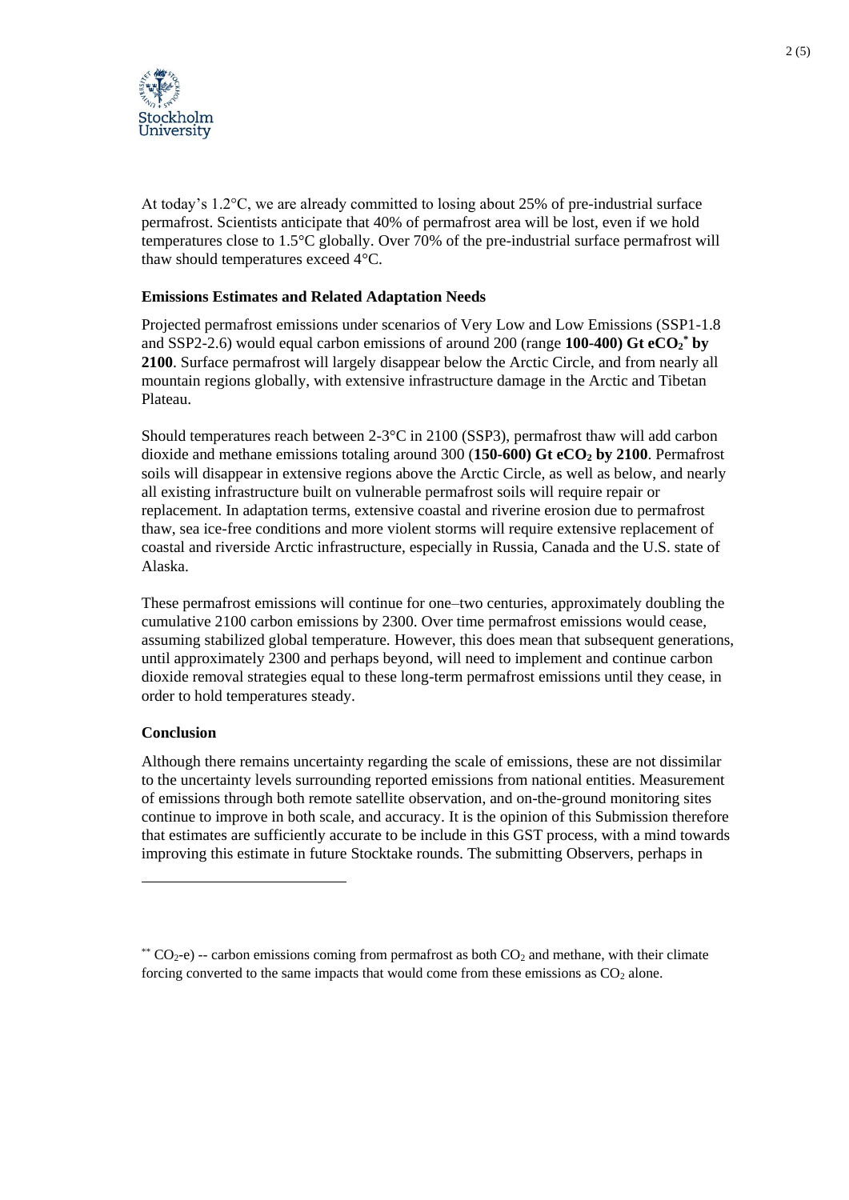At today's 1.2°C, we are already committed to losing about 25% of pre-industrial surface permafrost. Scientists anticipate that 40% of permafrost area will be lost, even if we hold temperatures close to 1.5°C globally. Over 70% of the pre-industrial surface permafrost will thaw should temperatures exceed 4°C.

**Emissions Estimates and Related Adaptation Needs**

Projected permafrost emissions under scenarios of Very Low and Low Emissions (SSP1-1.8 and SSP2-2.6) would equal carbon emissions of around 200 (range **100-400) Gt e$CO_2$[*] by 2100**. Surface permafrost will largely disappear below the Arctic Circle, and from nearly all mountain regions globally, with extensive infrastructure damage in the Arctic and Tibetan Plateau.

Should temperatures reach between 2-3°C in 2100 (SSP3), permafrost thaw will add carbon dioxide and methane emissions totaling around 300 (**150-600) Gt e$CO_2$ by 2100**. Permafrost soils will disappear in extensive regions above the Arctic Circle, as well as below, and nearly all existing infrastructure built on vulnerable permafrost soils will require repair or replacement. In adaptation terms, extensive coastal and riverine erosion due to permafrost thaw, sea ice-free conditions and more violent storms will require extensive replacement of coastal and riverside Arctic infrastructure, especially in Russia, Canada and the U.S. state of Alaska.

These permafrost emissions will continue for one–two centuries, approximately doubling the cumulative 2100 carbon emissions by 2300. Over time permafrost emissions would cease, assuming stabilized global temperature. However, this does mean that subsequent generations, until approximately 2300 and perhaps beyond, will need to implement and continue carbon dioxide removal strategies equal to these long-term permafrost emissions until they cease, in order to hold temperatures steady.

**Conclusion**

Although there remains uncertainty regarding the scale of emissions, these are not dissimilar to the uncertainty levels surrounding reported emissions from national entities. Measurement of emissions through both remote satellite observation, and on-the-ground monitoring sites continue to improve in both scale, and accuracy. It is the opinion of this Submission therefore that estimates are sufficiently accurate to be include in this GST process, with a mind towards improving this estimate in future Stocktake rounds. The submitting Observers, perhaps in

---

[**] $CO_2$-e) -- carbon emissions coming from permafrost as both $CO_2$ and methane, with their climate forcing converted to the same impacts that would come from these emissions as $CO_2$ alone.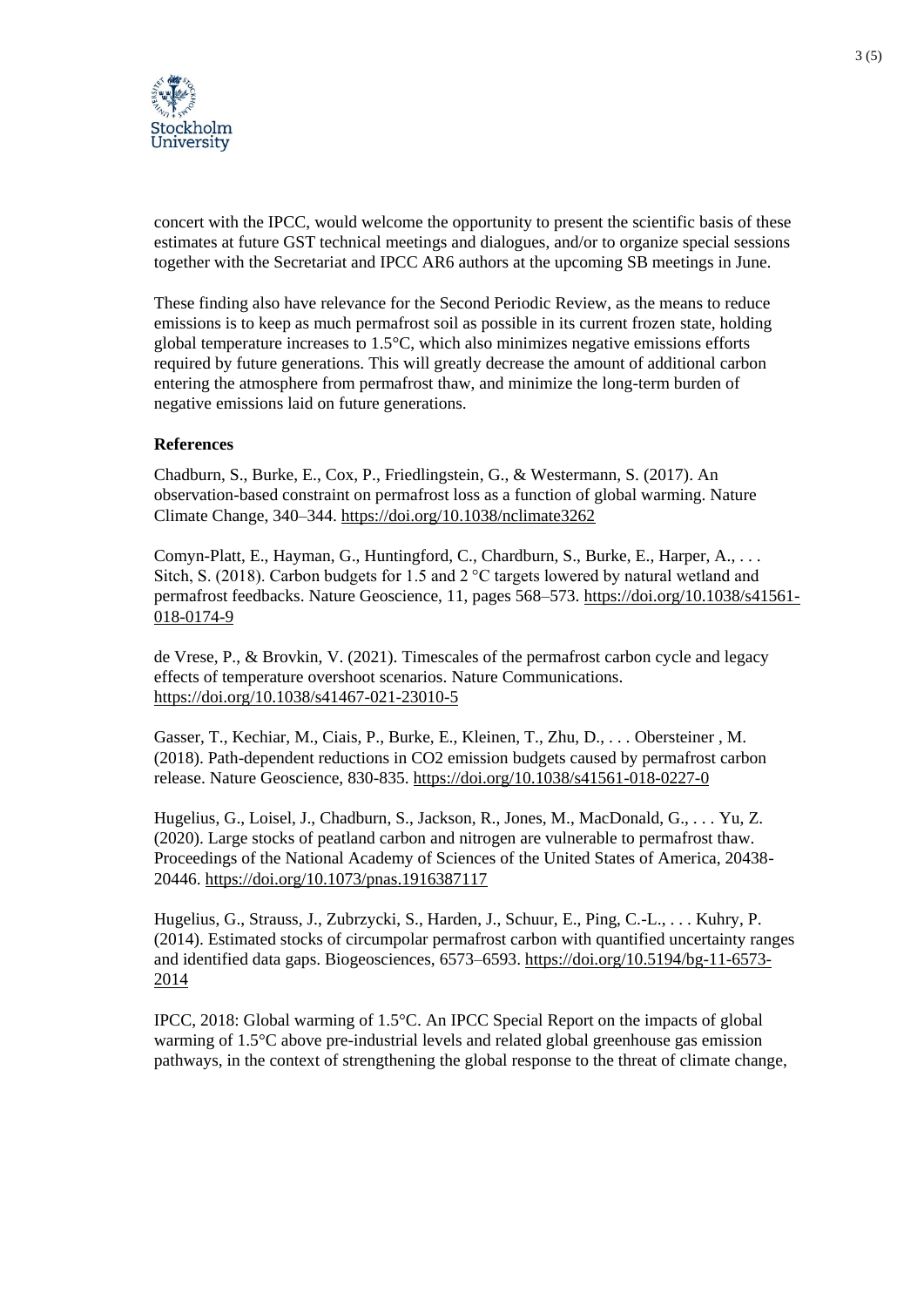concert with the IPCC, would welcome the opportunity to present the scientific basis of these estimates at future GST technical meetings and dialogues, and/or to organize special sessions together with the Secretariat and IPCC AR6 authors at the upcoming SB meetings in June.

These finding also have relevance for the Second Periodic Review, as the means to reduce emissions is to keep as much permafrost soil as possible in its current frozen state, holding global temperature increases to 1.5°C, which also minimizes negative emissions efforts required by future generations. This will greatly decrease the amount of additional carbon entering the atmosphere from permafrost thaw, and minimize the long-term burden of negative emissions laid on future generations.

**References**

Chadburn, S., Burke, E., Cox, P., Friedlingstein, G., & Westermann, S. (2017). An observation-based constraint on permafrost loss as a function of global warming. Nature Climate Change, 340–344. https://doi.org/10.1038/nclimate3262

Comyn-Platt, E., Hayman, G., Huntingford, C., Chardburn, S., Burke, E., Harper, A., . . . Sitch, S. (2018). Carbon budgets for 1.5 and 2 °C targets lowered by natural wetland and permafrost feedbacks. Nature Geoscience, 11, pages 568–573. https://doi.org/10.1038/s41561-018-0174-9

de Vrese, P., & Brovkin, V. (2021). Timescales of the permafrost carbon cycle and legacy effects of temperature overshoot scenarios. Nature Communications. https://doi.org/10.1038/s41467-021-23010-5

Gasser, T., Kechiar, M., Ciais, P., Burke, E., Kleinen, T., Zhu, D., . . . Obersteiner , M. (2018). Path-dependent reductions in CO2 emission budgets caused by permafrost carbon release. Nature Geoscience, 830-835. https://doi.org/10.1038/s41561-018-0227-0

Hugelius, G., Loisel, J., Chadburn, S., Jackson, R., Jones, M., MacDonald, G., . . . Yu, Z. (2020). Large stocks of peatland carbon and nitrogen are vulnerable to permafrost thaw. Proceedings of the National Academy of Sciences of the United States of America, 20438-20446. https://doi.org/10.1073/pnas.1916387117

Hugelius, G., Strauss, J., Zubrzycki, S., Harden, J., Schuur, E., Ping, C.-L., . . . Kuhry, P. (2014). Estimated stocks of circumpolar permafrost carbon with quantified uncertainty ranges and identified data gaps. Biogeosciences, 6573–6593. https://doi.org/10.5194/bg-11-6573-2014

IPCC, 2018: Global warming of 1.5°C. An IPCC Special Report on the impacts of global warming of 1.5°C above pre-industrial levels and related global greenhouse gas emission pathways, in the context of strengthening the global response to the threat of climate change,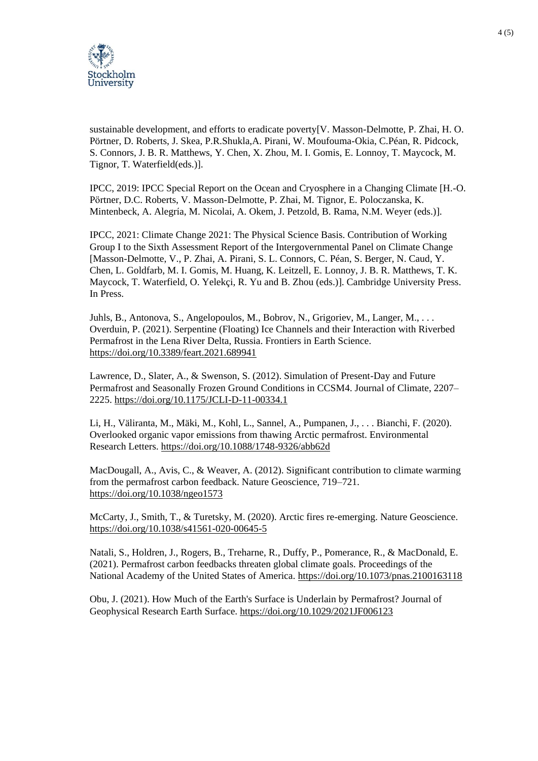sustainable development, and efforts to eradicate poverty[V. Masson-Delmotte, P. Zhai, H. O. Pörtner, D. Roberts, J. Skea, P.R.Shukla,A. Pirani, W. Moufouma-Okia, C.Péan, R. Pidcock, S. Connors, J. B. R. Matthews, Y. Chen, X. Zhou, M. I. Gomis, E. Lonnoy, T. Maycock, M. Tignor, T. Waterfield(eds.)].

IPCC, 2019: IPCC Special Report on the Ocean and Cryosphere in a Changing Climate [H.-O. Pörtner, D.C. Roberts, V. Masson-Delmotte, P. Zhai, M. Tignor, E. Poloczanska, K. Mintenbeck, A. Alegría, M. Nicolai, A. Okem, J. Petzold, B. Rama, N.M. Weyer (eds.)].

IPCC, 2021: Climate Change 2021: The Physical Science Basis. Contribution of Working Group I to the Sixth Assessment Report of the Intergovernmental Panel on Climate Change [Masson-Delmotte, V., P. Zhai, A. Pirani, S. L. Connors, C. Péan, S. Berger, N. Caud, Y. Chen, L. Goldfarb, M. I. Gomis, M. Huang, K. Leitzell, E. Lonnoy, J. B. R. Matthews, T. K. Maycock, T. Waterfield, O. Yelekçi, R. Yu and B. Zhou (eds.)]. Cambridge University Press. In Press.

Juhls, B., Antonova, S., Angelopoulos, M., Bobrov, N., Grigoriev, M., Langer, M., . . . Overduin, P. (2021). Serpentine (Floating) Ice Channels and their Interaction with Riverbed Permafrost in the Lena River Delta, Russia. Frontiers in Earth Science. https://doi.org/10.3389/feart.2021.689941

Lawrence, D., Slater, A., & Swenson, S. (2012). Simulation of Present-Day and Future Permafrost and Seasonally Frozen Ground Conditions in CCSM4. Journal of Climate, 2207–2225. https://doi.org/10.1175/JCLI-D-11-00334.1

Li, H., Väliranta, M., Mäki, M., Kohl, L., Sannel, A., Pumpanen, J., . . . Bianchi, F. (2020). Overlooked organic vapor emissions from thawing Arctic permafrost. Environmental Research Letters. https://doi.org/10.1088/1748-9326/abb62d

MacDougall, A., Avis, C., & Weaver, A. (2012). Significant contribution to climate warming from the permafrost carbon feedback. Nature Geoscience, 719–721. https://doi.org/10.1038/ngeo1573

McCarty, J., Smith, T., & Turetsky, M. (2020). Arctic fires re-emerging. Nature Geoscience. https://doi.org/10.1038/s41561-020-00645-5

Natali, S., Holdren, J., Rogers, B., Treharne, R., Duffy, P., Pomerance, R., & MacDonald, E. (2021). Permafrost carbon feedbacks threaten global climate goals. Proceedings of the National Academy of the United States of America. https://doi.org/10.1073/pnas.2100163118

Obu, J. (2021). How Much of the Earth's Surface is Underlain by Permafrost? Journal of Geophysical Research Earth Surface. https://doi.org/10.1029/2021JF006123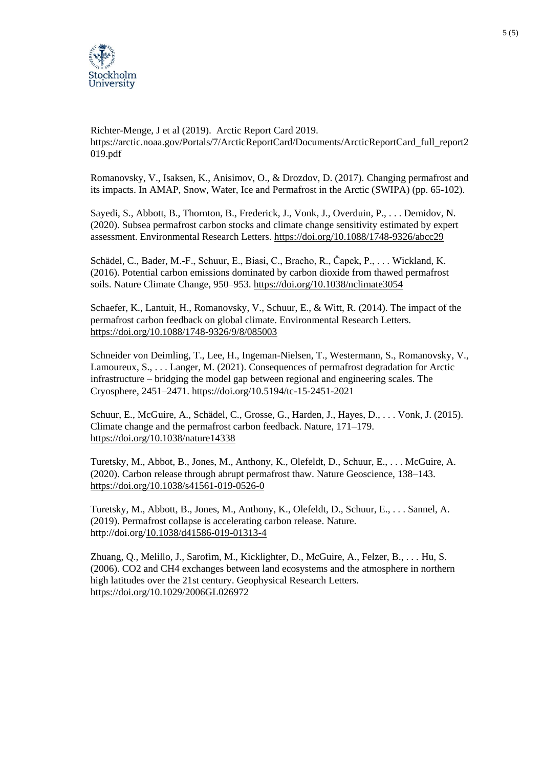Richter-Menge, J et al (2019). Arctic Report Card 2019. https://arctic.noaa.gov/Portals/7/ArcticReportCard/Documents/ArcticReportCard_full_report2019.pdf

Romanovsky, V., Isaksen, K., Anisimov, O., & Drozdov, D. (2017). Changing permafrost and its impacts. In AMAP, Snow, Water, Ice and Permafrost in the Arctic (SWIPA) (pp. 65-102).

Sayedi, S., Abbott, B., Thornton, B., Frederick, J., Vonk, J., Overduin, P., . . . Demidov, N. (2020). Subsea permafrost carbon stocks and climate change sensitivity estimated by expert assessment. Environmental Research Letters. https://doi.org/10.1088/1748-9326/abcc29

Schädel, C., Bader, M.-F., Schuur, E., Biasi, C., Bracho, R., Čapek, P., . . . Wickland, K. (2016). Potential carbon emissions dominated by carbon dioxide from thawed permafrost soils. Nature Climate Change, 950–953. https://doi.org/10.1038/nclimate3054

Schaefer, K., Lantuit, H., Romanovsky, V., Schuur, E., & Witt, R. (2014). The impact of the permafrost carbon feedback on global climate. Environmental Research Letters. https://doi.org/10.1088/1748-9326/9/8/085003

Schneider von Deimling, T., Lee, H., Ingeman-Nielsen, T., Westermann, S., Romanovsky, V., Lamoureux, S., . . . Langer, M. (2021). Consequences of permafrost degradation for Arctic infrastructure – bridging the model gap between regional and engineering scales. The Cryosphere, 2451–2471. https://doi.org/10.5194/tc-15-2451-2021

Schuur, E., McGuire, A., Schädel, C., Grosse, G., Harden, J., Hayes, D., . . . Vonk, J. (2015). Climate change and the permafrost carbon feedback. Nature, 171–179. https://doi.org/10.1038/nature14338

Turetsky, M., Abbot, B., Jones, M., Anthony, K., Olefeldt, D., Schuur, E., . . . McGuire, A. (2020). Carbon release through abrupt permafrost thaw. Nature Geoscience, 138–143. https://doi.org/10.1038/s41561-019-0526-0

Turetsky, M., Abbott, B., Jones, M., Anthony, K., Olefeldt, D., Schuur, E., . . . Sannel, A. (2019). Permafrost collapse is accelerating carbon release. Nature. http://doi.org/10.1038/d41586-019-01313-4

Zhuang, Q., Melillo, J., Sarofim, M., Kicklighter, D., McGuire, A., Felzer, B., . . . Hu, S. (2006). CO2 and CH4 exchanges between land ecosystems and the atmosphere in northern high latitudes over the 21st century. Geophysical Research Letters. https://doi.org/10.1029/2006GL026972